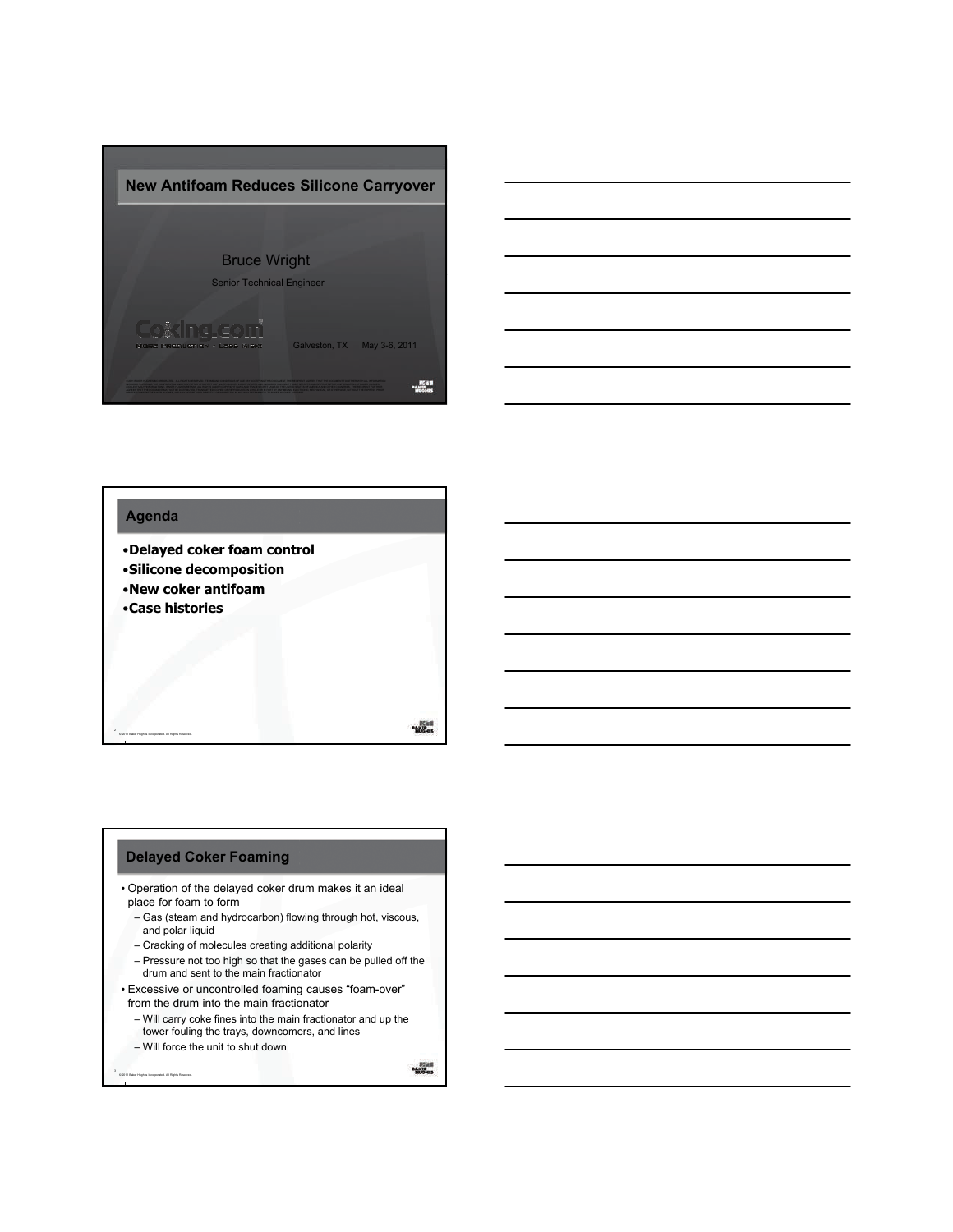# New Antifoam Reduces Silicone Carryover

Bruce Wright

Senior Technical Engineer

Coking.com

Galveston, TX May 3-6, 2011

## Agenda

- **Delayed coker foam control**
- **Silicone decomposition**
- **New coker antifoam**
- **Case histories**

## Delayed Coker Foaming

- Operation of the delayed coker drum makes it an ideal place for foam to form
  - Gas (steam and hydrocarbon) flowing through hot, viscous, and polar liquid
  - Cracking of molecules creating additional polarity
  - Pressure not too high so that the gases can be pulled off the drum and sent to the main fractionator
- Excessive or uncontrolled foaming causes "foam-over" from the drum into the main fractionator
  - Will carry coke fines into the main fractionator and up the tower fouling the trays, downcomers, and lines
  - Will force the unit to shut down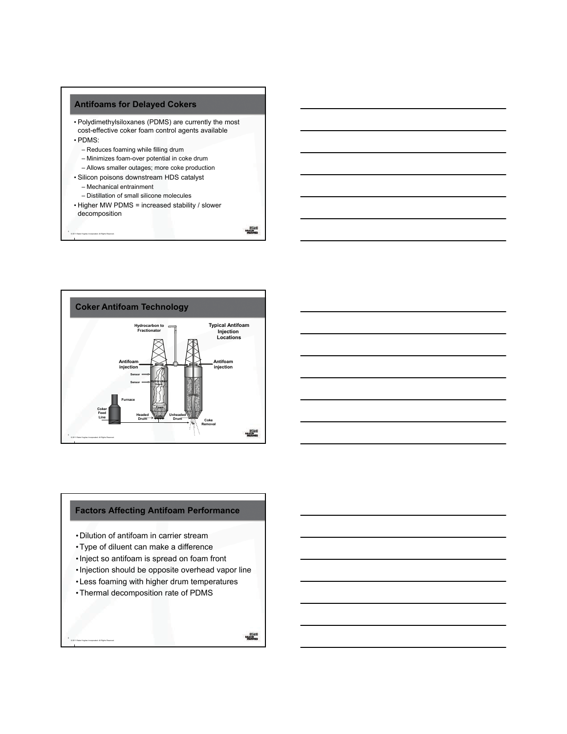## Antifoams for Delayed Cokers

- Polydimethylsiloxanes (PDMS) are currently the most cost-effective coker foam control agents available
- PDMS:
  - Reduces foaming while filling drum
  - Minimizes foam-over potential in coke drum
  - Allows smaller outages; more coke production
- Silicon poisons downstream HDS catalyst
  - Mechanical entrainment
  - Distillation of small silicone molecules
- Higher MW PDMS = increased stability / slower decomposition

## Coker Antifoam Technology

Hydrocarbon to Fractionator

Typical Antifoam Injection Locations

Antifoam injection

Antifoam injection

Sensor

Sensor

Hydrocarbon Vapor

Furnace

Foam

Coke

Coker Feed Line

Headed Drum

Unheaded Drum

Coke Removal

## Factors Affecting Antifoam Performance

- Dilution of antifoam in carrier stream
- Type of diluent can make a difference
- Inject so antifoam is spread on foam front
- Injection should be opposite overhead vapor line
- Less foaming with higher drum temperatures
- Thermal decomposition rate of PDMS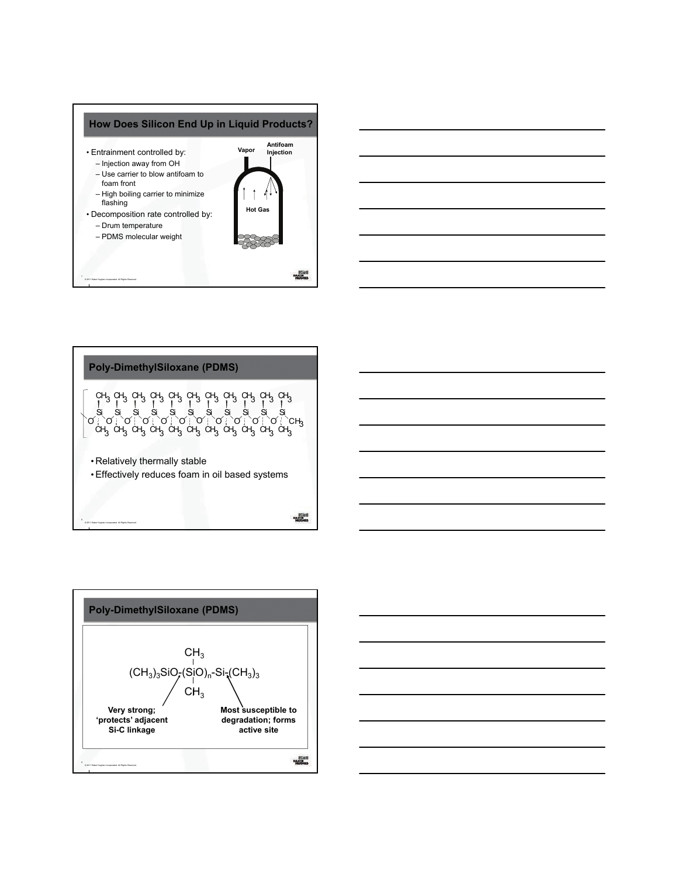## How Does Silicon End Up in Liquid Products?

- Entrainment controlled by:
  - Injection away from OH
  - Use carrier to blow antifoam to foam front
  - High boiling carrier to minimize flashing
- Decomposition rate controlled by:
  - Drum temperature
  - PDMS molecular weight

Vapor

Antifoam Injection

Hot Gas

## Poly-DimethylSiloxane (PDMS)

- Relatively thermally stable
- Effectively reduces foam in oil based systems

## Poly-DimethylSiloxane (PDMS)

$$(CH_3)_3SiO\text{-}(\underset{CH_3}{\overset{CH_3}{Si}}O)_n\text{-}Si\text{-}(CH_3)_3$$

**Very strong; 'protects' adjacent Si-C linkage**

**Most susceptible to degradation; forms active site**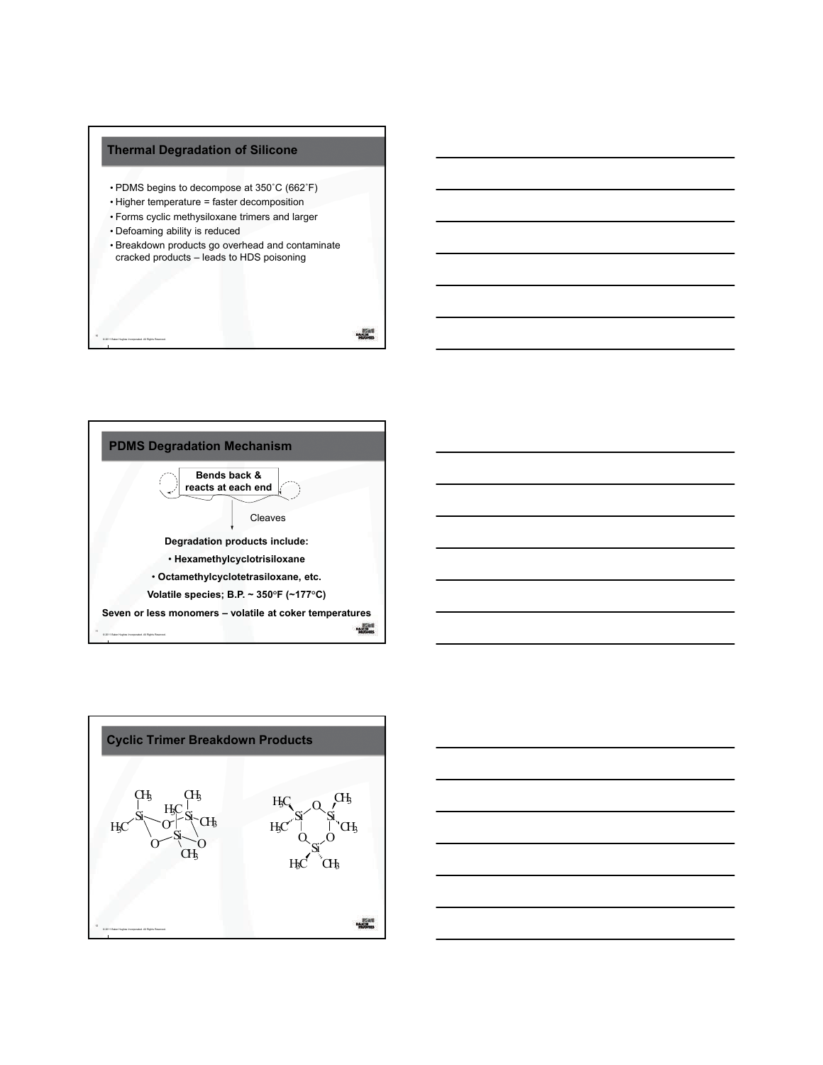## Thermal Degradation of Silicone

- PDMS begins to decompose at 350˚C (662˚F)
- Higher temperature = faster decomposition
- Forms cyclic methysiloxane trimers and larger
- Defoaming ability is reduced
- Breakdown products go overhead and contaminate cracked products – leads to HDS poisoning

## PDMS Degradation Mechanism

**Bends back & reacts at each end**

Cleaves

**Degradation products include:**

- **Hexamethylcyclotrisiloxane**
- **Octamethylcyclotetrasiloxane, etc.**

**Volatile species; B.P. ~ 350°F (~177°C)**

**Seven or less monomers – volatile at coker temperatures**

## Cyclic Trimer Breakdown Products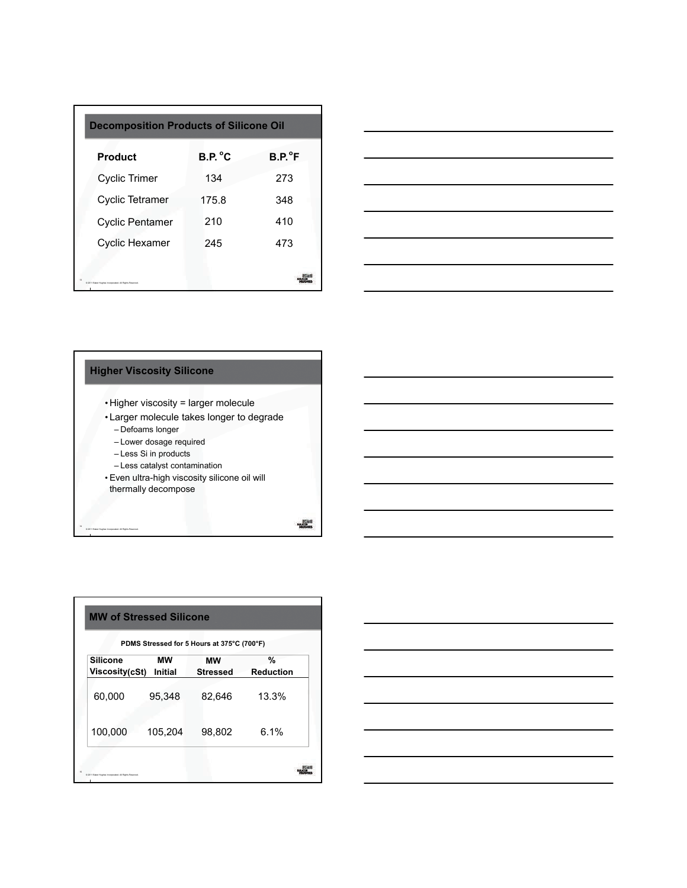## Decomposition Products of Silicone Oil

| Product | B.P. °C | B.P.°F |
|---|---|---|
| Cyclic Trimer | 134 | 273 |
| Cyclic Tetramer | 175.8 | 348 |
| Cyclic Pentamer | 210 | 410 |
| Cyclic Hexamer | 245 | 473 |

## Higher Viscosity Silicone

- Higher viscosity = larger molecule
- Larger molecule takes longer to degrade
  - Defoams longer
  - Lower dosage required
  - Less Si in products
  - Less catalyst contamination
- Even ultra-high viscosity silicone oil will thermally decompose

## MW of Stressed Silicone

**PDMS Stressed for 5 Hours at 375°C (700°F)**

| Silicone Viscosity(cSt) | MW Initial | MW Stressed | % Reduction |
|---|---|---|---|
| 60,000 | 95,348 | 82,646 | 13.3% |
| 100,000 | 105,204 | 98,802 | 6.1% |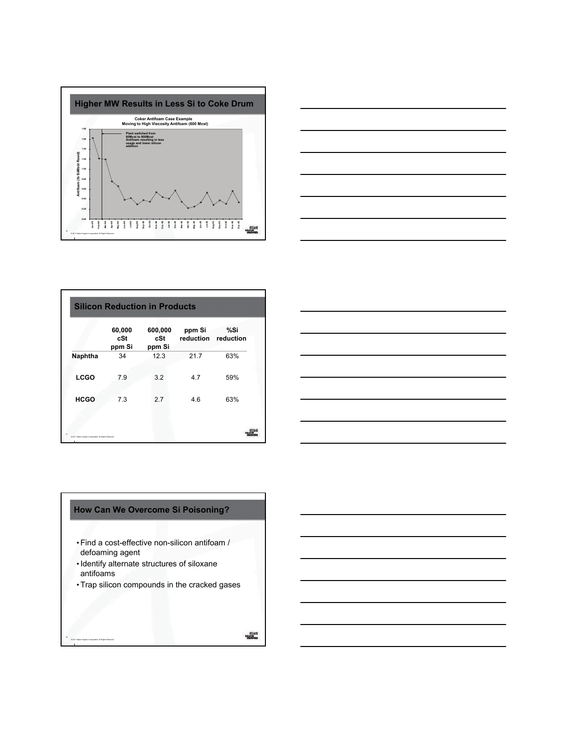## Higher MW Results in Less Si to Coke Drum

**Coker Antifoam Case Example**
**Moving to High Viscosity Antifoam (600 Mcst)**

Plant switched from 60Mcst to 600Mcst Antifoam resulting in less usage and lower silicon addition

Antifoam (lb Si/Mbbl Resid)

© 2011 Baker Hughes Incorporated. All Rights Reserved.

## Silicon Reduction in Products

| | 60,000 cSt ppm Si | 600,000 cSt ppm Si | ppm Si reduction | %Si reduction |
|---|---|---|---|---|
| **Naphtha** | 34 | 12.3 | 21.7 | 63% |
| **LCGO** | 7.9 | 3.2 | 4.7 | 59% |
| **HCGO** | 7.3 | 2.7 | 4.6 | 63% |

© 2011 Baker Hughes Incorporated. All Rights Reserved.

## How Can We Overcome Si Poisoning?

- Find a cost-effective non-silicon antifoam / defoaming agent
- Identify alternate structures of siloxane antifoams
- Trap silicon compounds in the cracked gases

© 2011 Baker Hughes Incorporated. All Rights Reserved.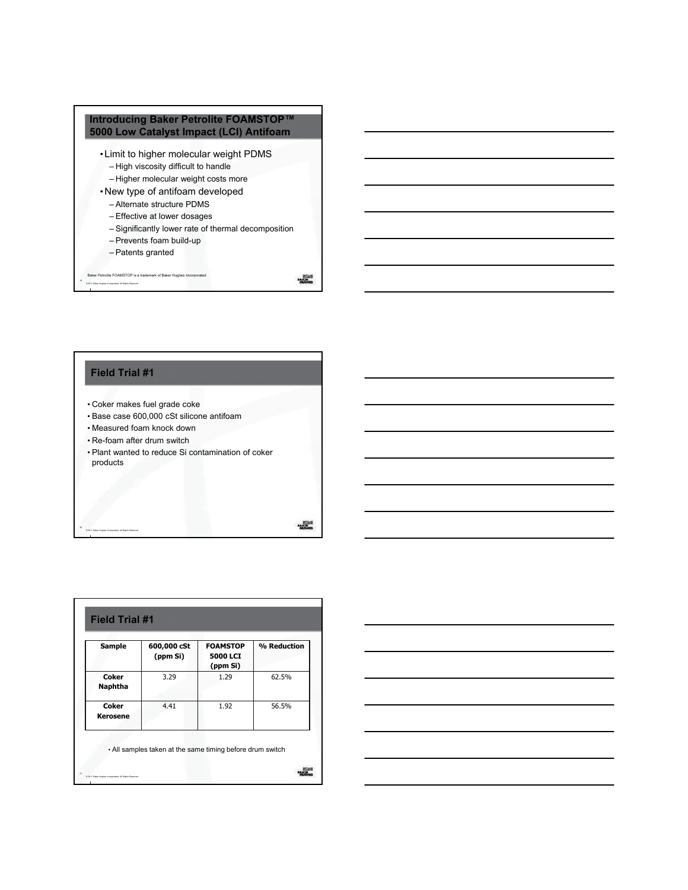## Introducing Baker Petrolite FOAMSTOP™ 5000 Low Catalyst Impact (LCI) Antifoam

- Limit to higher molecular weight PDMS
  - High viscosity difficult to handle
  - Higher molecular weight costs more
- New type of antifoam developed
  - Alternate structure PDMS
  - Effective at lower dosages
  - Significantly lower rate of thermal decomposition
  - Prevents foam build-up
  - Patents granted

Baker Petrolite FOAMSTOP is a trademark of Baker Hughes Incorporated

## Field Trial #1

- Coker makes fuel grade coke
- Base case 600,000 cSt silicone antifoam
- Measured foam knock down
- Re-foam after drum switch
- Plant wanted to reduce Si contamination of coker products

## Field Trial #1

| Sample | 600,000 cSt (ppm Si) | FOAMSTOP 5000 LCI (ppm Si) | % Reduction |
| --- | --- | --- | --- |
| Coker Naphtha | 3.29 | 1.29 | 62.5% |
| Coker Kerosene | 4.41 | 1.92 | 56.5% |

- All samples taken at the same timing before drum switch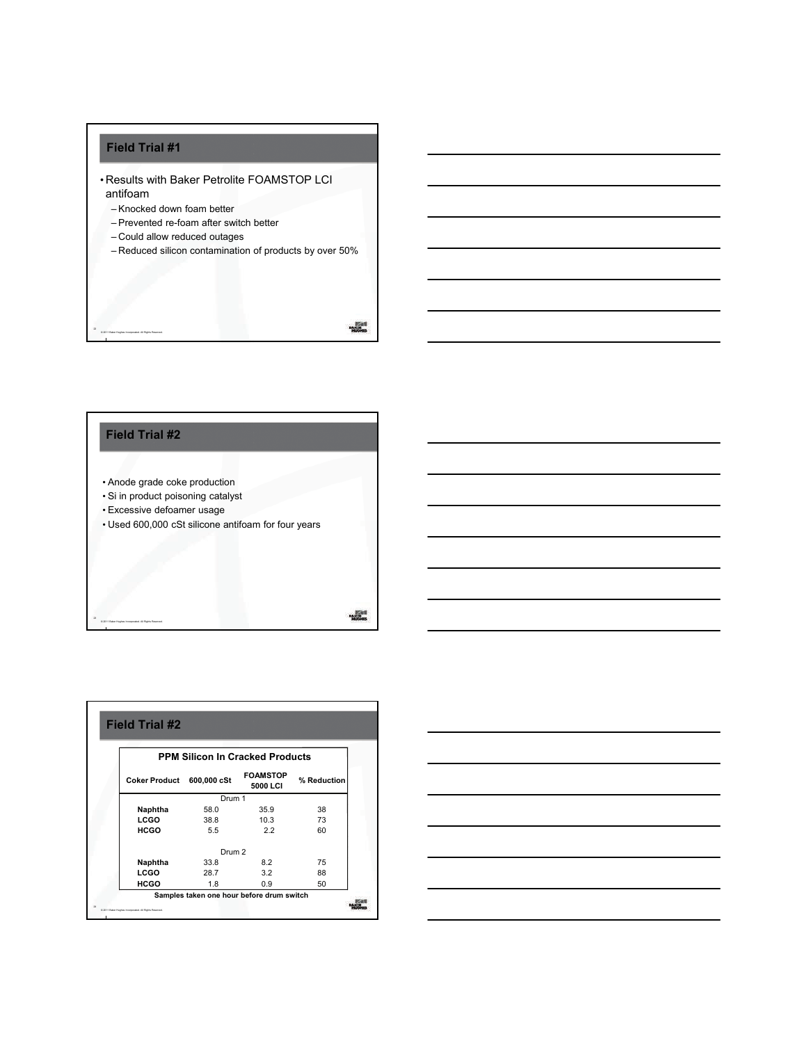## Field Trial #1

- Results with Baker Petrolite FOAMSTOP LCI antifoam
  - Knocked down foam better
  - Prevented re-foam after switch better
  - Could allow reduced outages
  - Reduced silicon contamination of products by over 50%

## Field Trial #2

- Anode grade coke production
- Si in product poisoning catalyst
- Excessive defoamer usage
- Used 600,000 cSt silicone antifoam for four years

## Field Trial #2

**PPM Silicon In Cracked Products**

| Coker Product | 600,000 cSt | FOAMSTOP 5000 LCI | % Reduction |
|---|---|---|---|
| Drum 1 | | | |
| **Naphtha** | 58.0 | 35.9 | 38 |
| **LCGO** | 38.8 | 10.3 | 73 |
| **HCGO** | 5.5 | 2.2 | 60 |
| Drum 2 | | | |
| **Naphtha** | 33.8 | 8.2 | 75 |
| **LCGO** | 28.7 | 3.2 | 88 |
| **HCGO** | 1.8 | 0.9 | 50 |

**Samples taken one hour before drum switch**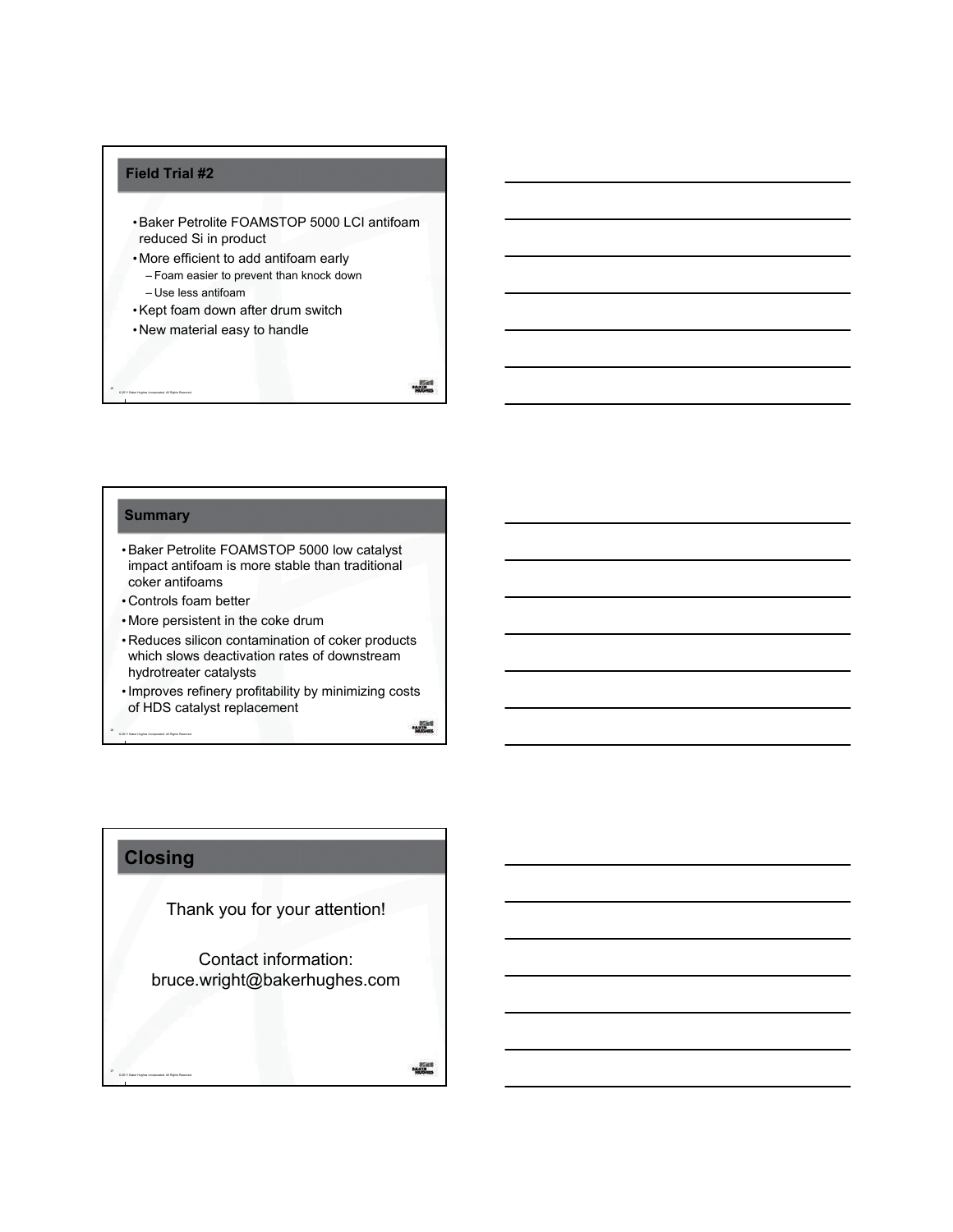## Field Trial #2

- Baker Petrolite FOAMSTOP 5000 LCI antifoam reduced Si in product
- More efficient to add antifoam early
  - Foam easier to prevent than knock down
  - Use less antifoam
- Kept foam down after drum switch
- New material easy to handle

## Summary

- Baker Petrolite FOAMSTOP 5000 low catalyst impact antifoam is more stable than traditional coker antifoams
- Controls foam better
- More persistent in the coke drum
- Reduces silicon contamination of coker products which slows deactivation rates of downstream hydrotreater catalysts
- Improves refinery profitability by minimizing costs of HDS catalyst replacement

## Closing

Thank you for your attention!

Contact information:
bruce.wright@bakerhughes.com